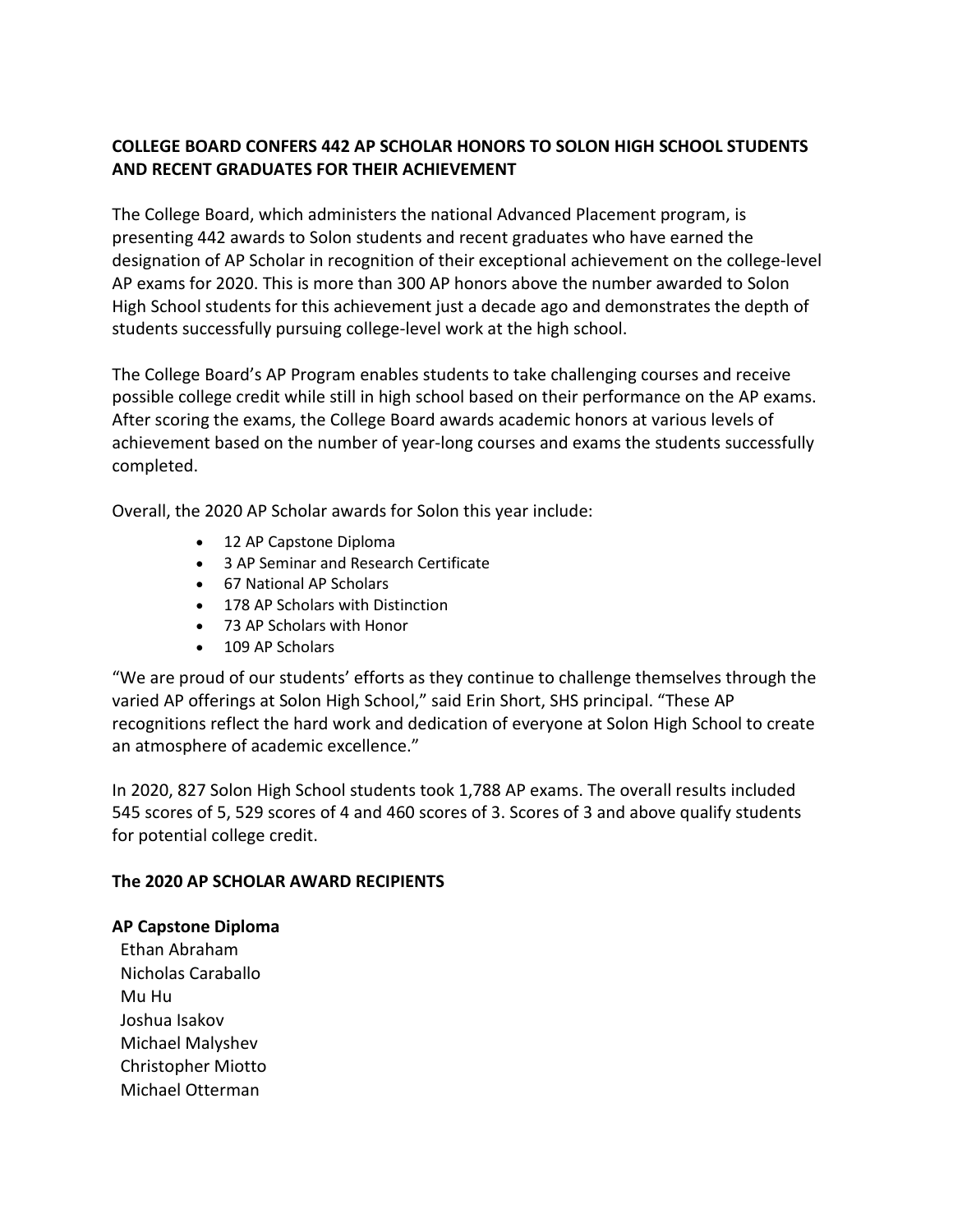**COLLEGE BOARD CONFERS 442 AP SCHOLAR HONORS TO SOLON HIGH SCHOOL STUDENTS AND RECENT GRADUATES FOR THEIR ACHIEVEMENT**

The College Board, which administers the national Advanced Placement program, is presenting 442 awards to Solon students and recent graduates who have earned the designation of AP Scholar in recognition of their exceptional achievement on the college-level AP exams for 2020. This is more than 300 AP honors above the number awarded to Solon High School students for this achievement just a decade ago and demonstrates the depth of students successfully pursuing college-level work at the high school.

The College Board's AP Program enables students to take challenging courses and receive possible college credit while still in high school based on their performance on the AP exams. After scoring the exams, the College Board awards academic honors at various levels of achievement based on the number of year-long courses and exams the students successfully completed.

Overall, the 2020 AP Scholar awards for Solon this year include:

- 12 AP Capstone Diploma
- 3 AP Seminar and Research Certificate
- 67 National AP Scholars
- 178 AP Scholars with Distinction
- 73 AP Scholars with Honor
- 109 AP Scholars

"We are proud of our students' efforts as they continue to challenge themselves through the varied AP offerings at Solon High School," said Erin Short, SHS principal. "These AP recognitions reflect the hard work and dedication of everyone at Solon High School to create an atmosphere of academic excellence."

In 2020, 827 Solon High School students took 1,788 AP exams. The overall results included 545 scores of 5, 529 scores of 4 and 460 scores of 3. Scores of 3 and above qualify students for potential college credit.

**The 2020 AP SCHOLAR AWARD RECIPIENTS**

**AP Capstone Diploma**

Ethan Abraham
Nicholas Caraballo
Mu Hu
Joshua Isakov
Michael Malyshev
Christopher Miotto
Michael Otterman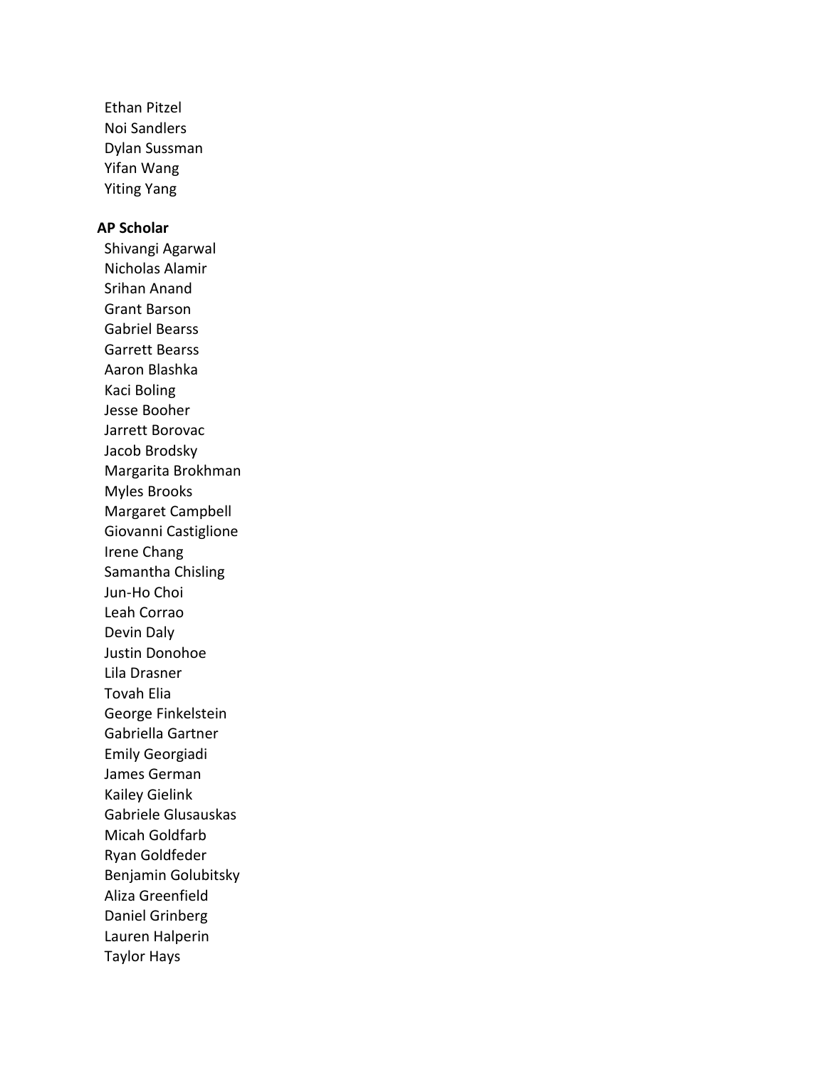Ethan Pitzel
Noi Sandlers
Dylan Sussman
Yifan Wang
Yiting Yang

**AP Scholar**

Shivangi Agarwal
Nicholas Alamir
Srihan Anand
Grant Barson
Gabriel Bearss
Garrett Bearss
Aaron Blashka
Kaci Boling
Jesse Booher
Jarrett Borovac
Jacob Brodsky
Margarita Brokhman
Myles Brooks
Margaret Campbell
Giovanni Castiglione
Irene Chang
Samantha Chisling
Jun-Ho Choi
Leah Corrao
Devin Daly
Justin Donohoe
Lila Drasner
Tovah Elia
George Finkelstein
Gabriella Gartner
Emily Georgiadi
James German
Kailey Gielink
Gabriele Glusauskas
Micah Goldfarb
Ryan Goldfeder
Benjamin Golubitsky
Aliza Greenfield
Daniel Grinberg
Lauren Halperin
Taylor Hays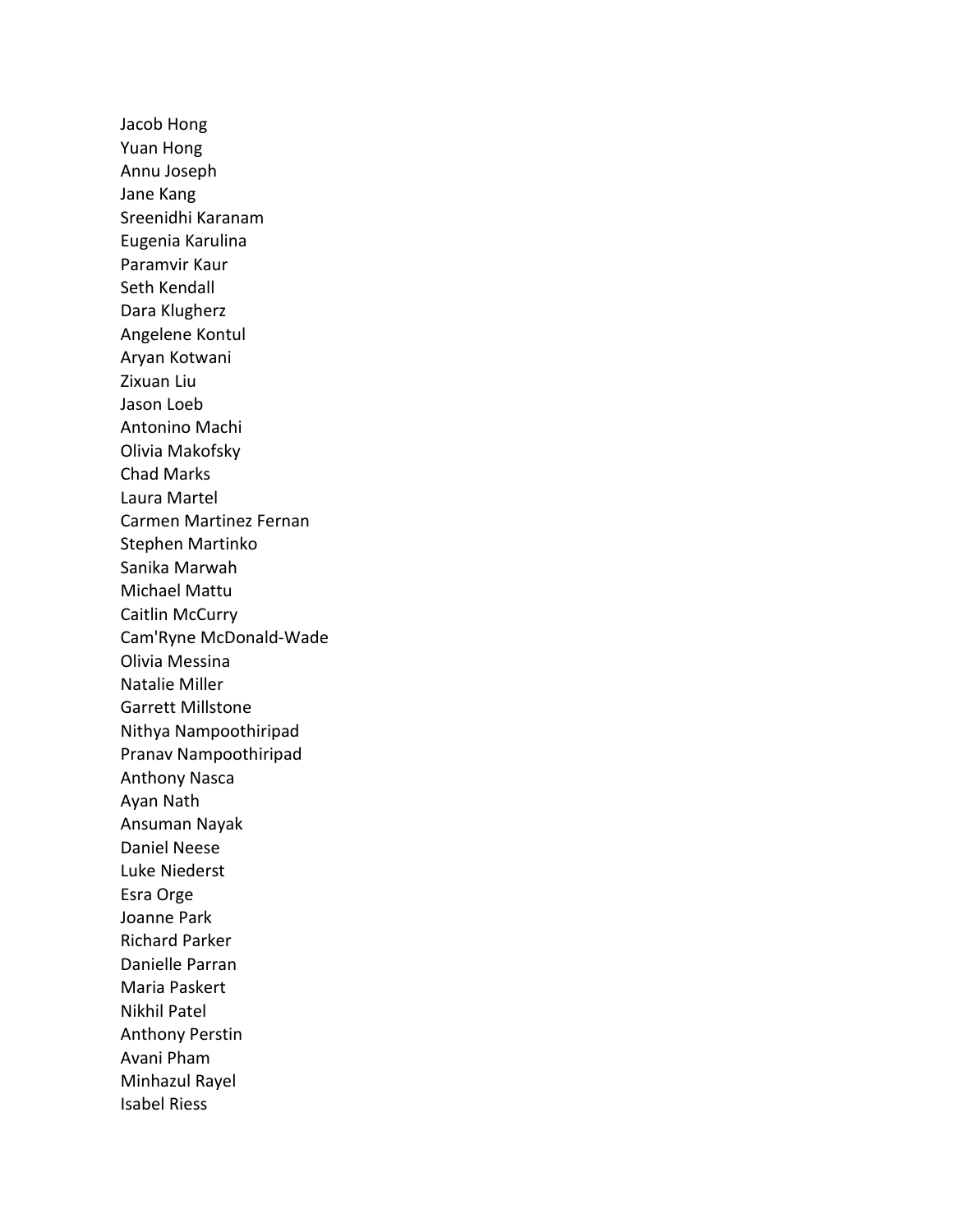Jacob Hong
Yuan Hong
Annu Joseph
Jane Kang
Sreenidhi Karanam
Eugenia Karulina
Paramvir Kaur
Seth Kendall
Dara Klugherz
Angelene Kontul
Aryan Kotwani
Zixuan Liu
Jason Loeb
Antonino Machi
Olivia Makofsky
Chad Marks
Laura Martel
Carmen Martinez Fernan
Stephen Martinko
Sanika Marwah
Michael Mattu
Caitlin McCurry
Cam'Ryne McDonald-Wade
Olivia Messina
Natalie Miller
Garrett Millstone
Nithya Nampoothiripad
Pranav Nampoothiripad
Anthony Nasca
Ayan Nath
Ansuman Nayak
Daniel Neese
Luke Niederst
Esra Orge
Joanne Park
Richard Parker
Danielle Parran
Maria Paskert
Nikhil Patel
Anthony Perstin
Avani Pham
Minhazul Rayel
Isabel Riess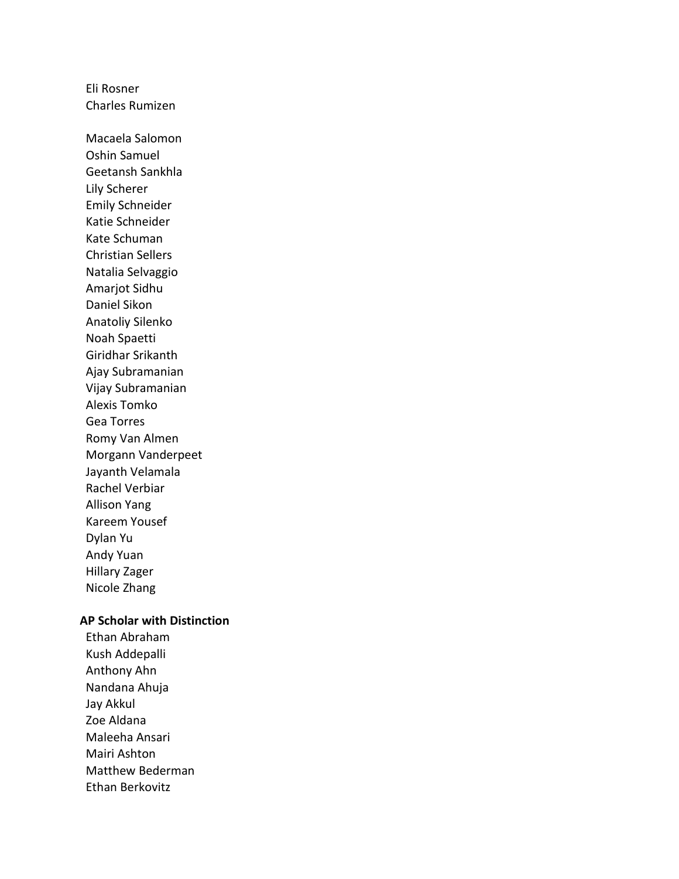Eli Rosner
Charles Rumizen

Macaela Salomon
Oshin Samuel
Geetansh Sankhla
Lily Scherer
Emily Schneider
Katie Schneider
Kate Schuman
Christian Sellers
Natalia Selvaggio
Amarjot Sidhu
Daniel Sikon
Anatoliy Silenko
Noah Spaetti
Giridhar Srikanth
Ajay Subramanian
Vijay Subramanian
Alexis Tomko
Gea Torres
Romy Van Almen
Morgann Vanderpeet
Jayanth Velamala
Rachel Verbiar
Allison Yang
Kareem Yousef
Dylan Yu
Andy Yuan
Hillary Zager
Nicole Zhang

**AP Scholar with Distinction**

Ethan Abraham
Kush Addepalli
Anthony Ahn
Nandana Ahuja
Jay Akkul
Zoe Aldana
Maleeha Ansari
Mairi Ashton
Matthew Bederman
Ethan Berkovitz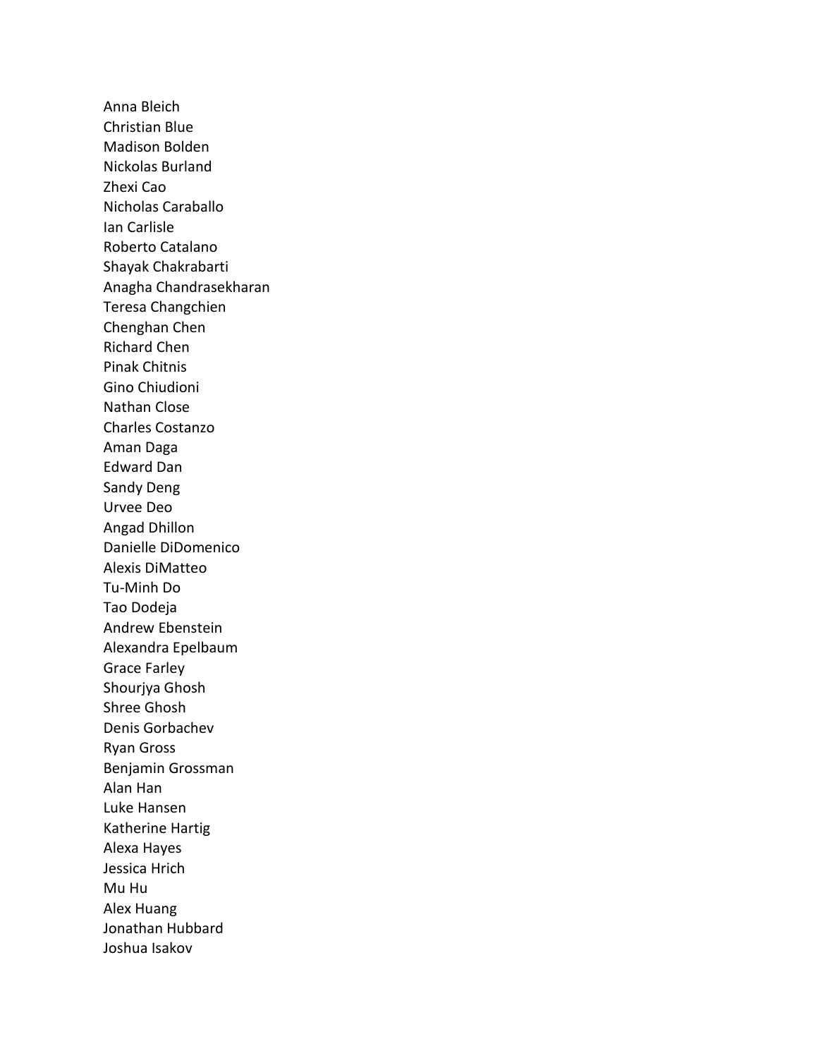Anna Bleich
Christian Blue
Madison Bolden
Nickolas Burland
Zhexi Cao
Nicholas Caraballo
Ian Carlisle
Roberto Catalano
Shayak Chakrabarti
Anagha Chandrasekharan
Teresa Changchien
Chenghan Chen
Richard Chen
Pinak Chitnis
Gino Chiudioni
Nathan Close
Charles Costanzo
Aman Daga
Edward Dan
Sandy Deng
Urvee Deo
Angad Dhillon
Danielle DiDomenico
Alexis DiMatteo
Tu-Minh Do
Tao Dodeja
Andrew Ebenstein
Alexandra Epelbaum
Grace Farley
Shourjya Ghosh
Shree Ghosh
Denis Gorbachev
Ryan Gross
Benjamin Grossman
Alan Han
Luke Hansen
Katherine Hartig
Alexa Hayes
Jessica Hrich
Mu Hu
Alex Huang
Jonathan Hubbard
Joshua Isakov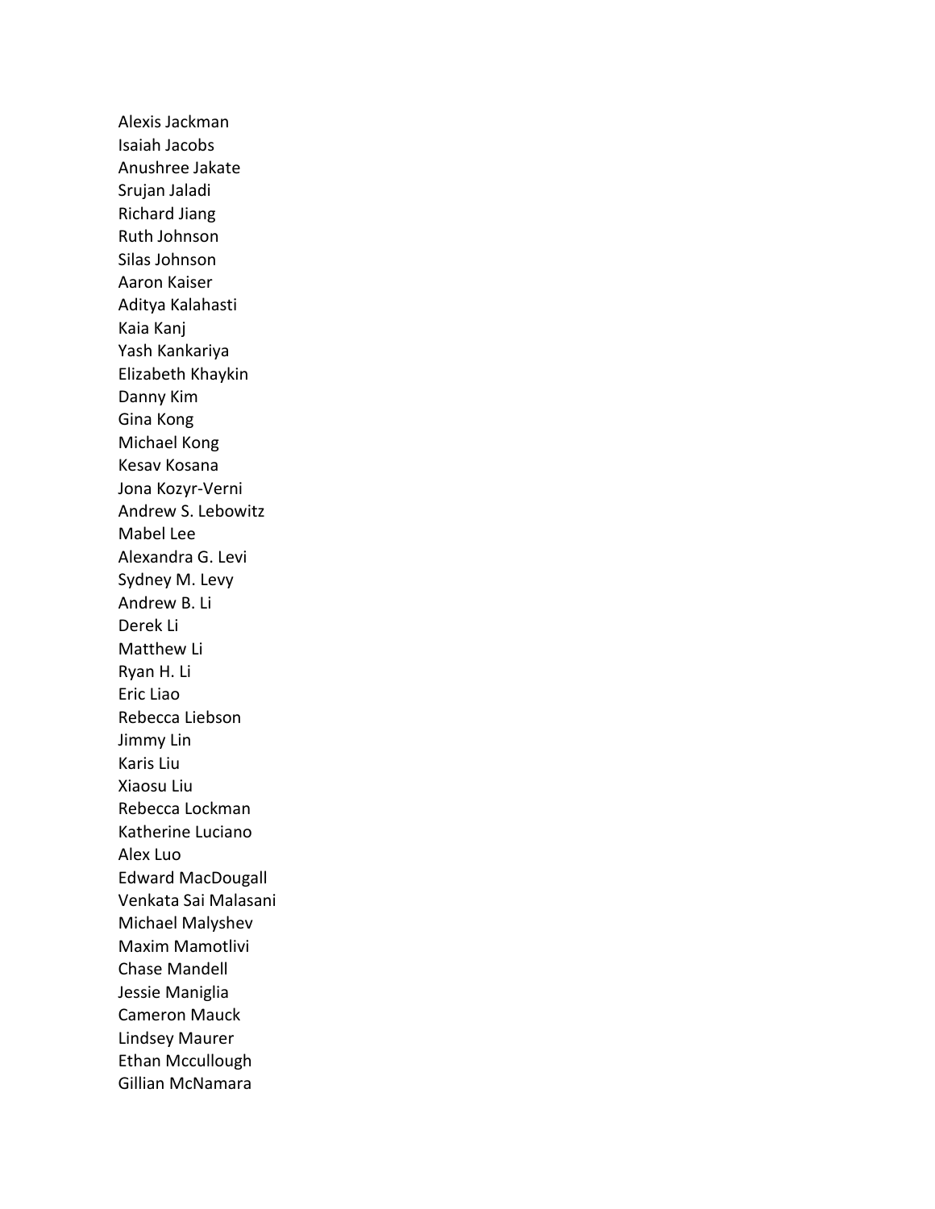Alexis Jackman
Isaiah Jacobs
Anushree Jakate
Srujan Jaladi
Richard Jiang
Ruth Johnson
Silas Johnson
Aaron Kaiser
Aditya Kalahasti
Kaia Kanj
Yash Kankariya
Elizabeth Khaykin
Danny Kim
Gina Kong
Michael Kong
Kesav Kosana
Jona Kozyr-Verni
Andrew S. Lebowitz
Mabel Lee
Alexandra G. Levi
Sydney M. Levy
Andrew B. Li
Derek Li
Matthew Li
Ryan H. Li
Eric Liao
Rebecca Liebson
Jimmy Lin
Karis Liu
Xiaosu Liu
Rebecca Lockman
Katherine Luciano
Alex Luo
Edward MacDougall
Venkata Sai Malasani
Michael Malyshev
Maxim Mamotlivi
Chase Mandell
Jessie Maniglia
Cameron Mauck
Lindsey Maurer
Ethan Mccullough
Gillian McNamara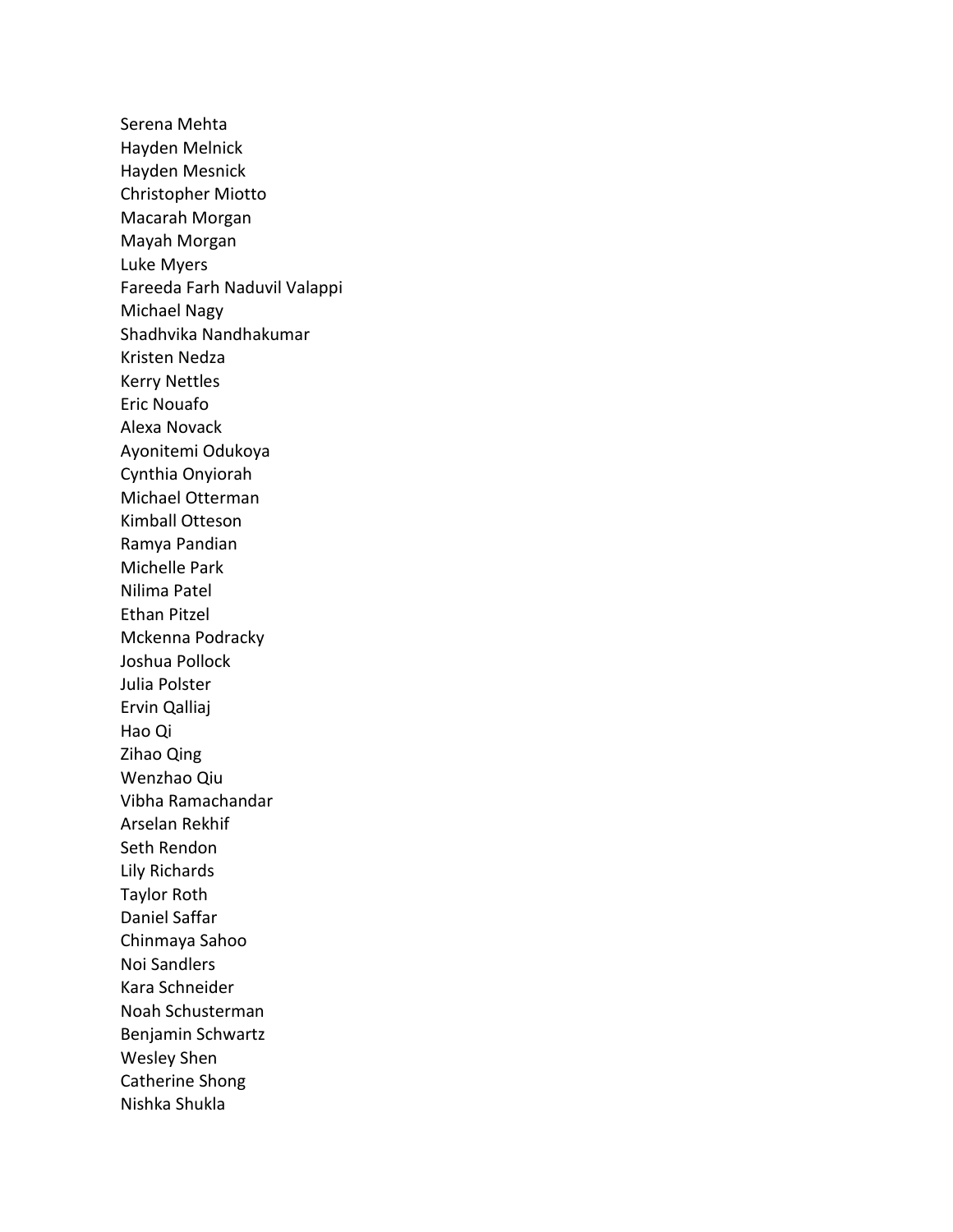Serena Mehta
Hayden Melnick
Hayden Mesnick
Christopher Miotto
Macarah Morgan
Mayah Morgan
Luke Myers
Fareeda Farh Naduvil Valappi
Michael Nagy
Shadhvika Nandhakumar
Kristen Nedza
Kerry Nettles
Eric Nouafo
Alexa Novack
Ayonitemi Odukoya
Cynthia Onyiorah
Michael Otterman
Kimball Otteson
Ramya Pandian
Michelle Park
Nilima Patel
Ethan Pitzel
Mckenna Podracky
Joshua Pollock
Julia Polster
Ervin Qalliaj
Hao Qi
Zihao Qing
Wenzhao Qiu
Vibha Ramachandar
Arselan Rekhif
Seth Rendon
Lily Richards
Taylor Roth
Daniel Saffar
Chinmaya Sahoo
Noi Sandlers
Kara Schneider
Noah Schusterman
Benjamin Schwartz
Wesley Shen
Catherine Shong
Nishka Shukla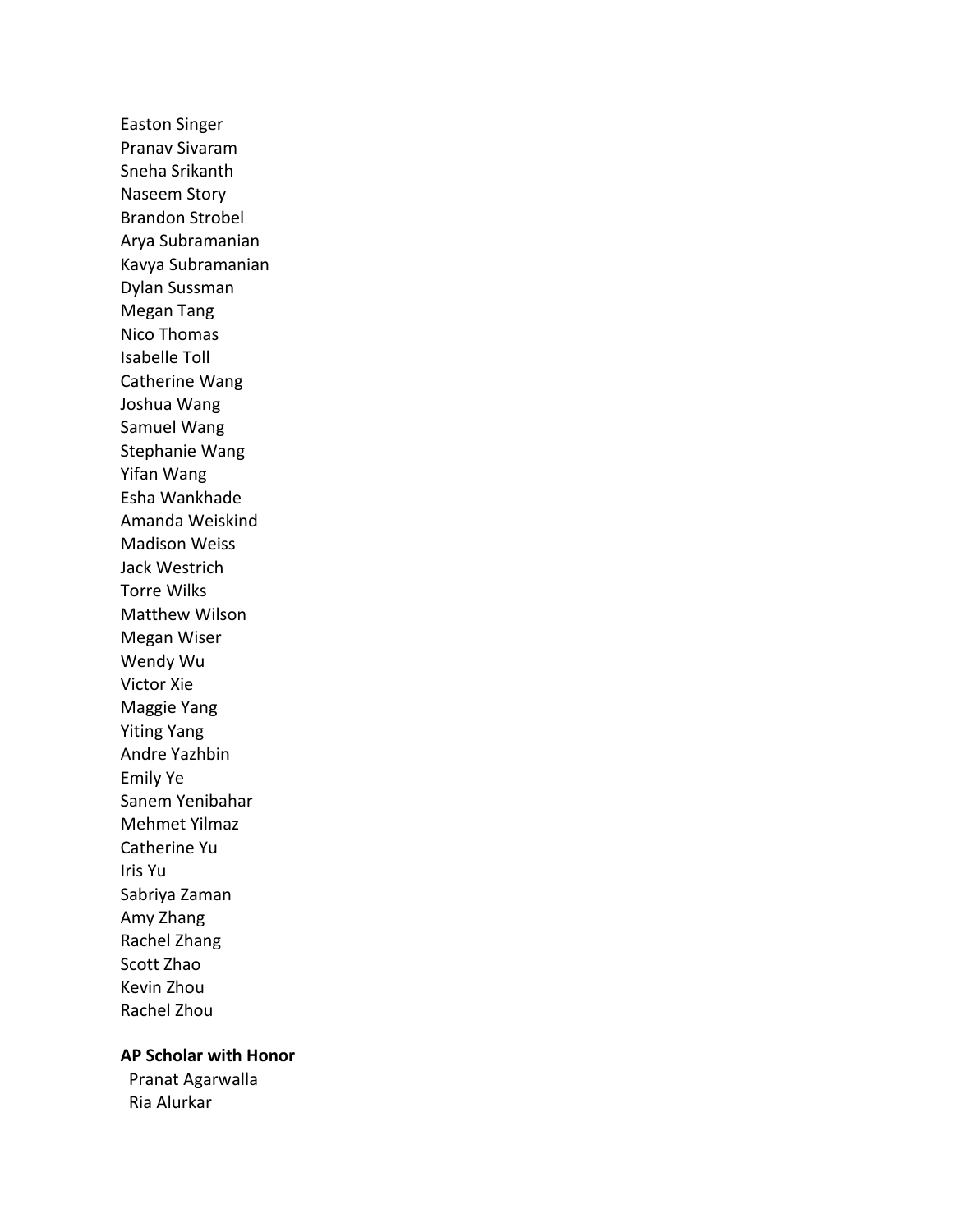Easton Singer
Pranav Sivaram
Sneha Srikanth
Naseem Story
Brandon Strobel
Arya Subramanian
Kavya Subramanian
Dylan Sussman
Megan Tang
Nico Thomas
Isabelle Toll
Catherine Wang
Joshua Wang
Samuel Wang
Stephanie Wang
Yifan Wang
Esha Wankhade
Amanda Weiskind
Madison Weiss
Jack Westrich
Torre Wilks
Matthew Wilson
Megan Wiser
Wendy Wu
Victor Xie
Maggie Yang
Yiting Yang
Andre Yazhbin
Emily Ye
Sanem Yenibahar
Mehmet Yilmaz
Catherine Yu
Iris Yu
Sabriya Zaman
Amy Zhang
Rachel Zhang
Scott Zhao
Kevin Zhou
Rachel Zhou

**AP Scholar with Honor**

Pranat Agarwalla
Ria Alurkar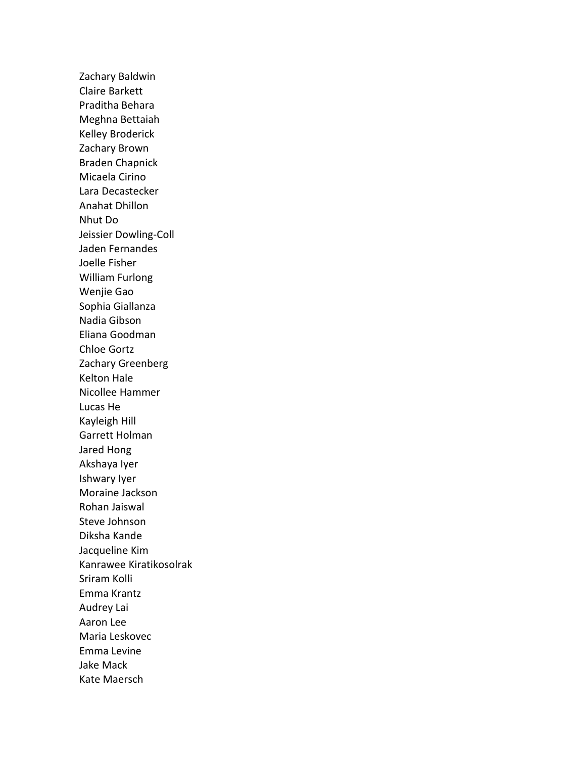Zachary Baldwin
Claire Barkett
Praditha Behara
Meghna Bettaiah
Kelley Broderick
Zachary Brown
Braden Chapnick
Micaela Cirino
Lara Decastecker
Anahat Dhillon
Nhut Do
Jeissier Dowling-Coll
Jaden Fernandes
Joelle Fisher
William Furlong
Wenjie Gao
Sophia Giallanza
Nadia Gibson
Eliana Goodman
Chloe Gortz
Zachary Greenberg
Kelton Hale
Nicollee Hammer
Lucas He
Kayleigh Hill
Garrett Holman
Jared Hong
Akshaya Iyer
Ishwary Iyer
Moraine Jackson
Rohan Jaiswal
Steve Johnson
Diksha Kande
Jacqueline Kim
Kanrawee Kiratikosolrak
Sriram Kolli
Emma Krantz
Audrey Lai
Aaron Lee
Maria Leskovec
Emma Levine
Jake Mack
Kate Maersch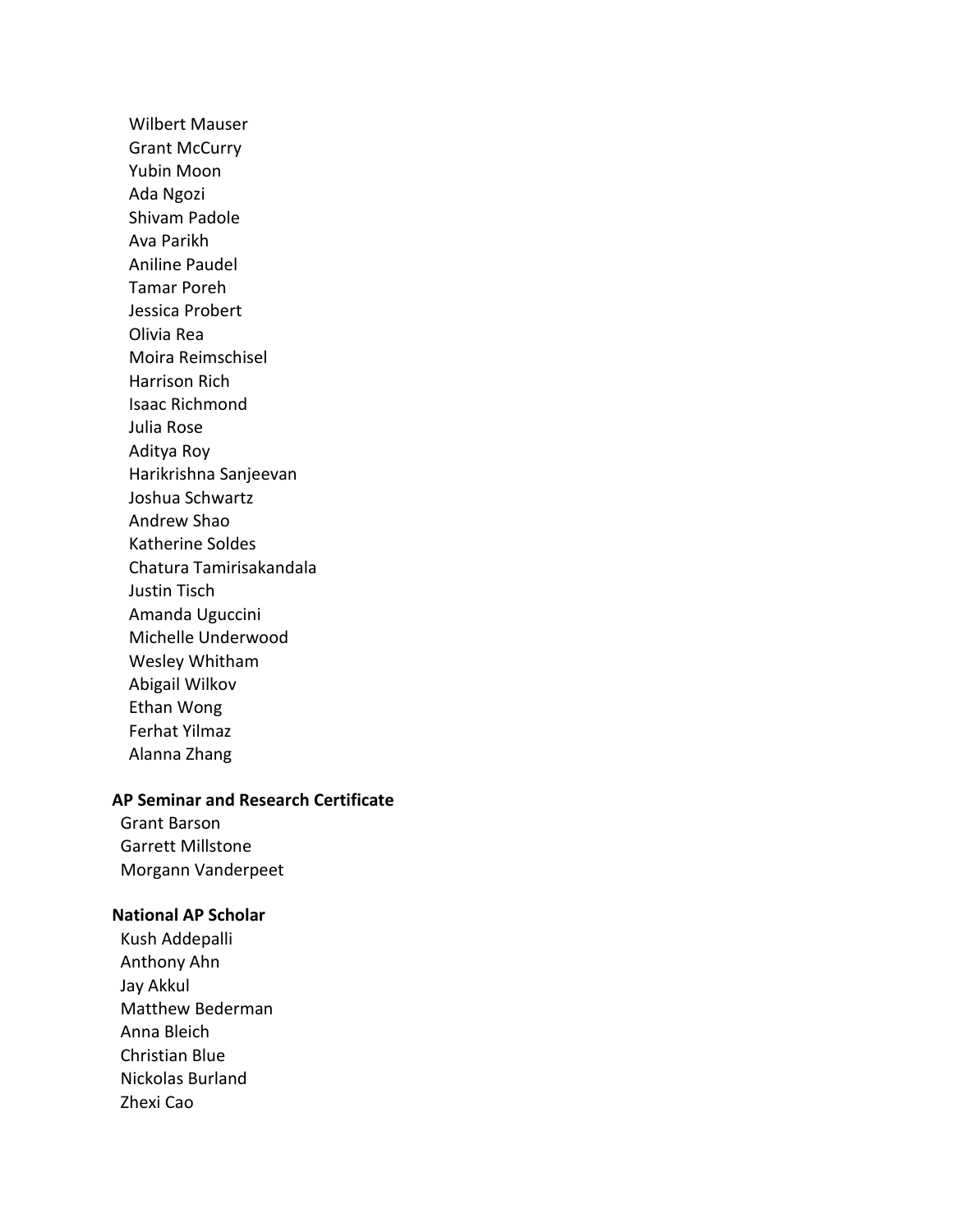Wilbert Mauser
Grant McCurry
Yubin Moon
Ada Ngozi
Shivam Padole
Ava Parikh
Aniline Paudel
Tamar Poreh
Jessica Probert
Olivia Rea
Moira Reimschisel
Harrison Rich
Isaac Richmond
Julia Rose
Aditya Roy
Harikrishna Sanjeevan
Joshua Schwartz
Andrew Shao
Katherine Soldes
Chatura Tamirisakandala
Justin Tisch
Amanda Uguccini
Michelle Underwood
Wesley Whitham
Abigail Wilkov
Ethan Wong
Ferhat Yilmaz
Alanna Zhang

**AP Seminar and Research Certificate**

Grant Barson
Garrett Millstone
Morgann Vanderpeet

**National AP Scholar**

Kush Addepalli
Anthony Ahn
Jay Akkul
Matthew Bederman
Anna Bleich
Christian Blue
Nickolas Burland
Zhexi Cao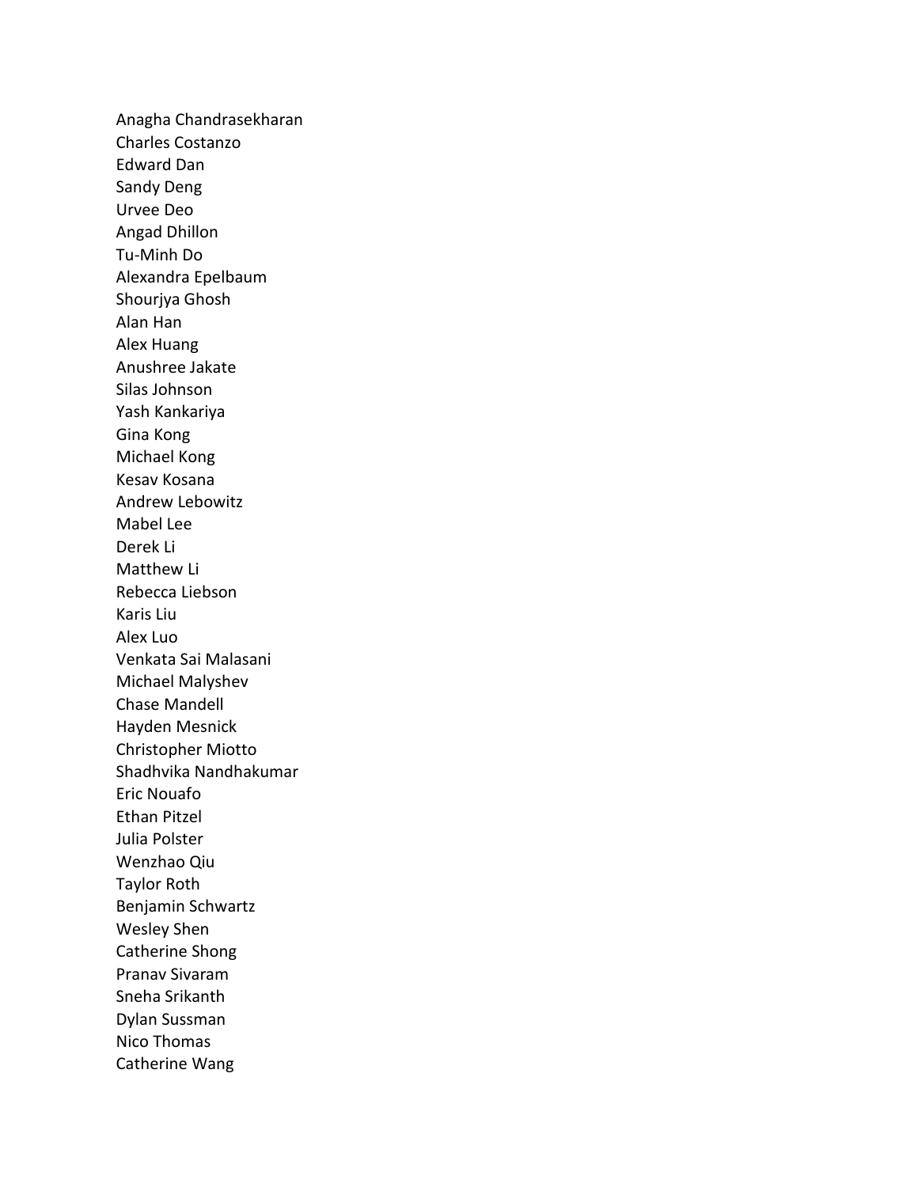Anagha Chandrasekharan
Charles Costanzo
Edward Dan
Sandy Deng
Urvee Deo
Angad Dhillon
Tu-Minh Do
Alexandra Epelbaum
Shourjya Ghosh
Alan Han
Alex Huang
Anushree Jakate
Silas Johnson
Yash Kankariya
Gina Kong
Michael Kong
Kesav Kosana
Andrew Lebowitz
Mabel Lee
Derek Li
Matthew Li
Rebecca Liebson
Karis Liu
Alex Luo
Venkata Sai Malasani
Michael Malyshev
Chase Mandell
Hayden Mesnick
Christopher Miotto
Shadhvika Nandhakumar
Eric Nouafo
Ethan Pitzel
Julia Polster
Wenzhao Qiu
Taylor Roth
Benjamin Schwartz
Wesley Shen
Catherine Shong
Pranav Sivaram
Sneha Srikanth
Dylan Sussman
Nico Thomas
Catherine Wang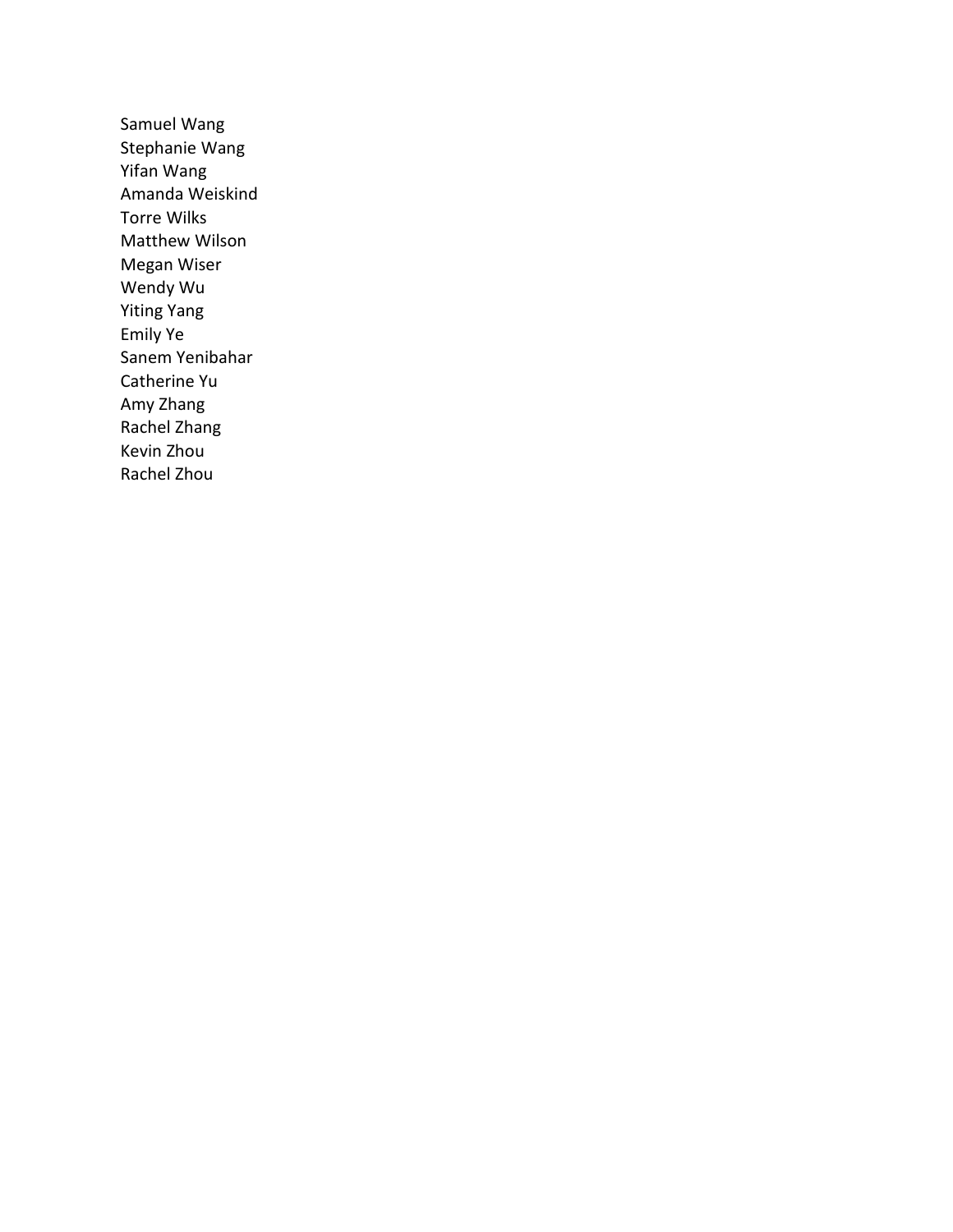Samuel Wang
Stephanie Wang
Yifan Wang
Amanda Weiskind
Torre Wilks
Matthew Wilson
Megan Wiser
Wendy Wu
Yiting Yang
Emily Ye
Sanem Yenibahar
Catherine Yu
Amy Zhang
Rachel Zhang
Kevin Zhou
Rachel Zhou